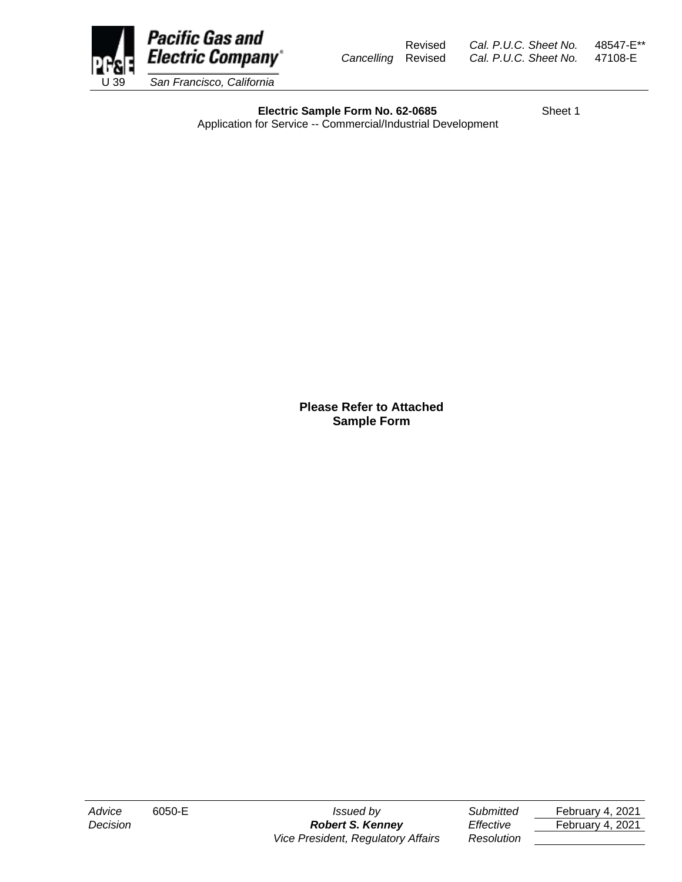Pacific Gas and Electric Company
U 39 San Francisco, California

| | | | |
|---|---|---|---|
| | Revised | *Cal. P.U.C. Sheet No.* | 48547-E** |
| *Cancelling* | Revised | *Cal. P.U.C. Sheet No.* | 47108-E |

**Electric Sample Form No. 62-0685** Sheet 1

Application for Service -- Commercial/Industrial Development

**Please Refer to Attached Sample Form**

| | | | | |
|---|---|---|---|---|
| *Advice* | 6050-E | *Issued by* | *Submitted* | February 4, 2021 |
| *Decision* | | ***Robert S. Kenney*** | *Effective* | February 4, 2021 |
| | | *Vice President, Regulatory Affairs* | *Resolution* | |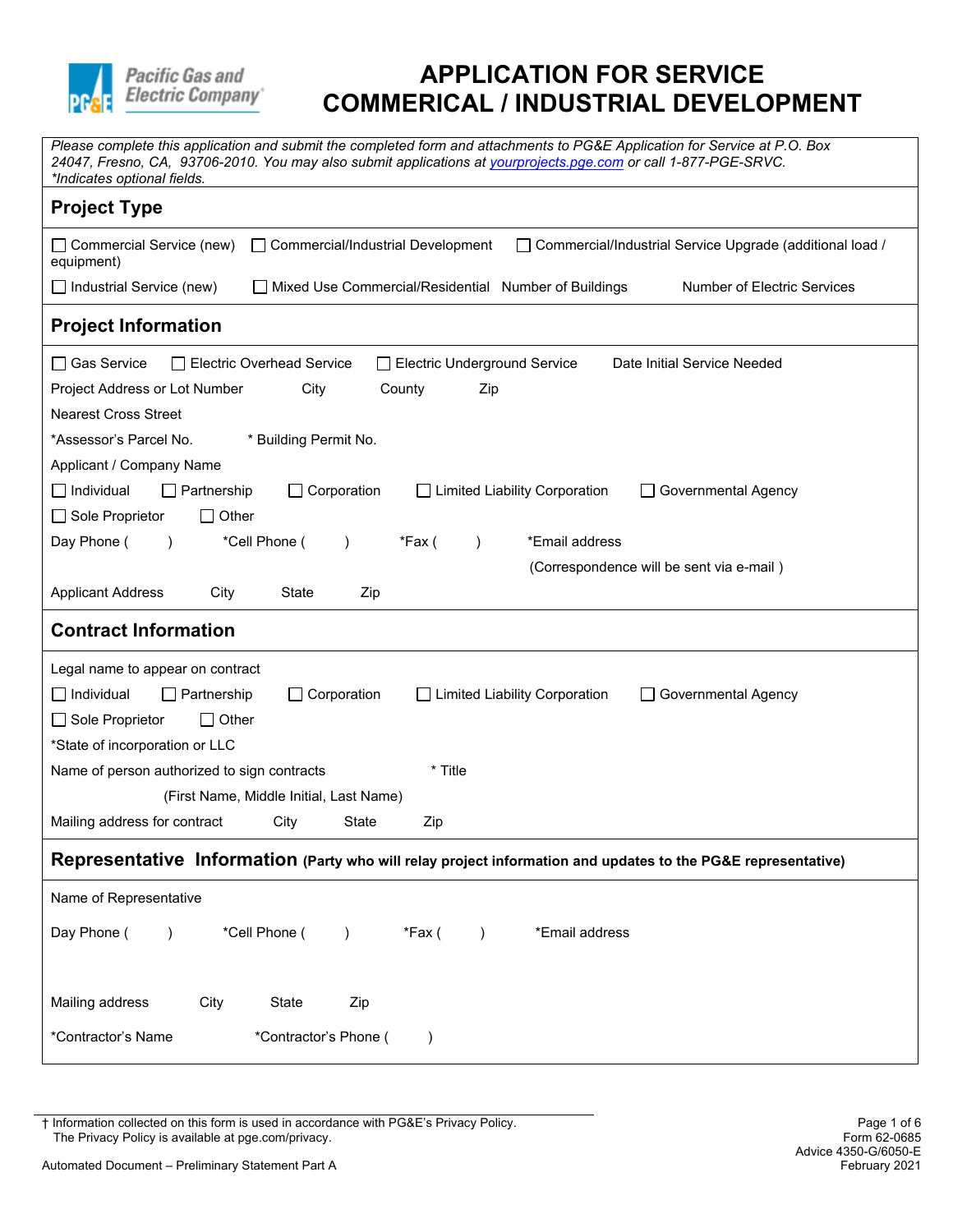# APPLICATION FOR SERVICE COMMERICAL / INDUSTRIAL DEVELOPMENT

*Please complete this application and submit the completed form and attachments to PG&E Application for Service at P.O. Box 24047, Fresno, CA, 93706-2010. You may also submit applications at [yourprojects.pge.com](yourprojects.pge.com) or call 1-877-PGE-SRVC.*
**Indicates optional fields.*

## Project Type

☐ Commercial Service (new) ☐ Commercial/Industrial Development ☐ Commercial/Industrial Service Upgrade (additional load / equipment)

☐ Industrial Service (new) ☐ Mixed Use Commercial/Residential Number of Buildings Number of Electric Services

## Project Information

☐ Gas Service ☐ Electric Overhead Service ☐ Electric Underground Service Date Initial Service Needed

Project Address or Lot Number City County Zip

Nearest Cross Street

*Assessor's Parcel No. * Building Permit No.

Applicant / Company Name

☐ Individual ☐ Partnership ☐ Corporation ☐ Limited Liability Corporation ☐ Governmental Agency

☐ Sole Proprietor ☐ Other

Day Phone ( ) *Cell Phone ( ) *Fax ( ) *Email address

(Correspondence will be sent via e-mail )

Applicant Address City State Zip

## Contract Information

Legal name to appear on contract

☐ Individual ☐ Partnership ☐ Corporation ☐ Limited Liability Corporation ☐ Governmental Agency

☐ Sole Proprietor ☐ Other

*State of incorporation or LLC

Name of person authorized to sign contracts * Title

(First Name, Middle Initial, Last Name)

Mailing address for contract City State Zip

## Representative Information (Party who will relay project information and updates to the PG&E representative)

Name of Representative

Day Phone ( ) *Cell Phone ( ) *Fax ( ) *Email address

Mailing address City State Zip

*Contractor's Name *Contractor's Phone ( )

† Information collected on this form is used in accordance with PG&E's Privacy Policy. The Privacy Policy is available at pge.com/privacy.

Automated Document – Preliminary Statement Part A

Form 62-0685
Advice 4350-G/6050-E
February 2021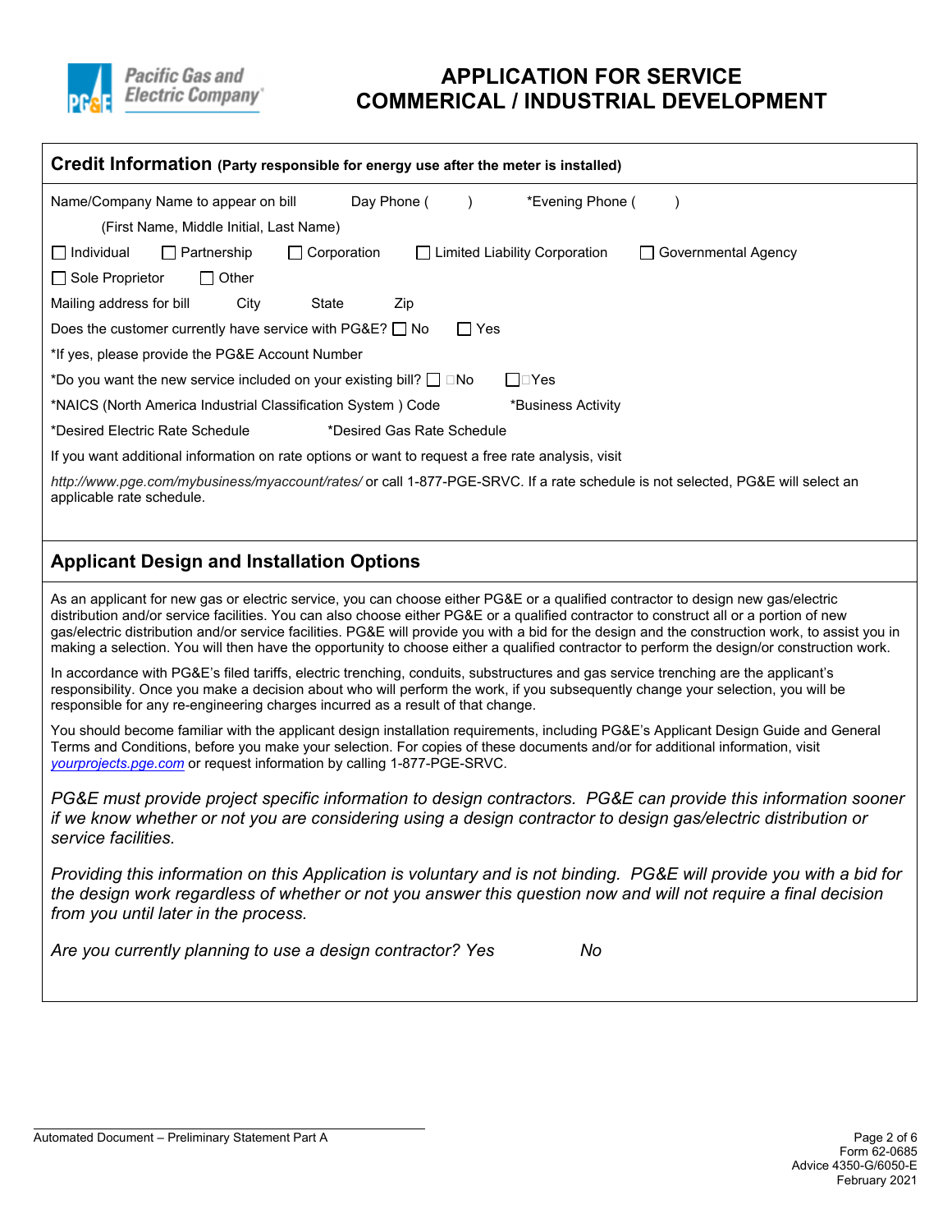# APPLICATION FOR SERVICE COMMERICAL / INDUSTRIAL DEVELOPMENT

## Credit Information (Party responsible for energy use after the meter is installed)

Name/Company Name to appear on bill Day Phone ( ) *Evening Phone ( )

(First Name, Middle Initial, Last Name)

☐ Individual ☐ Partnership ☐ Corporation ☐ Limited Liability Corporation ☐ Governmental Agency

☐ Sole Proprietor ☐ Other

Mailing address for bill City State Zip

Does the customer currently have service with PG&E? ☐ No ☐ Yes

*If yes, please provide the PG&E Account Number

*Do you want the new service included on your existing bill? ☐ No ☐ Yes

*NAICS (North America Industrial Classification System ) Code *Business Activity

*Desired Electric Rate Schedule *Desired Gas Rate Schedule

If you want additional information on rate options or want to request a free rate analysis, visit

*http://www.pge.com/mybusiness/myaccount/rates/* or call 1-877-PGE-SRVC. If a rate schedule is not selected, PG&E will select an applicable rate schedule.

## Applicant Design and Installation Options

As an applicant for new gas or electric service, you can choose either PG&E or a qualified contractor to design new gas/electric distribution and/or service facilities. You can also choose either PG&E or a qualified contractor to construct all or a portion of new gas/electric distribution and/or service facilities. PG&E will provide you with a bid for the design and the construction work, to assist you in making a selection. You will then have the opportunity to choose either a qualified contractor to perform the design/or construction work.

In accordance with PG&E's filed tariffs, electric trenching, conduits, substructures and gas service trenching are the applicant's responsibility. Once you make a decision about who will perform the work, if you subsequently change your selection, you will be responsible for any re-engineering charges incurred as a result of that change.

You should become familiar with the applicant design installation requirements, including PG&E's Applicant Design Guide and General Terms and Conditions, before you make your selection. For copies of these documents and/or for additional information, visit yourprojects.pge.com or request information by calling 1-877-PGE-SRVC.

*PG&E must provide project specific information to design contractors. PG&E can provide this information sooner if we know whether or not you are considering using a design contractor to design gas/electric distribution or service facilities.*

*Providing this information on this Application is voluntary and is not binding. PG&E will provide you with a bid for the design work regardless of whether or not you answer this question now and will not require a final decision from you until later in the process.*

*Are you currently planning to use a design contractor? Yes No*

Automated Document – Preliminary Statement Part A

Form 62-0685
Advice 4350-G/6050-E
February 2021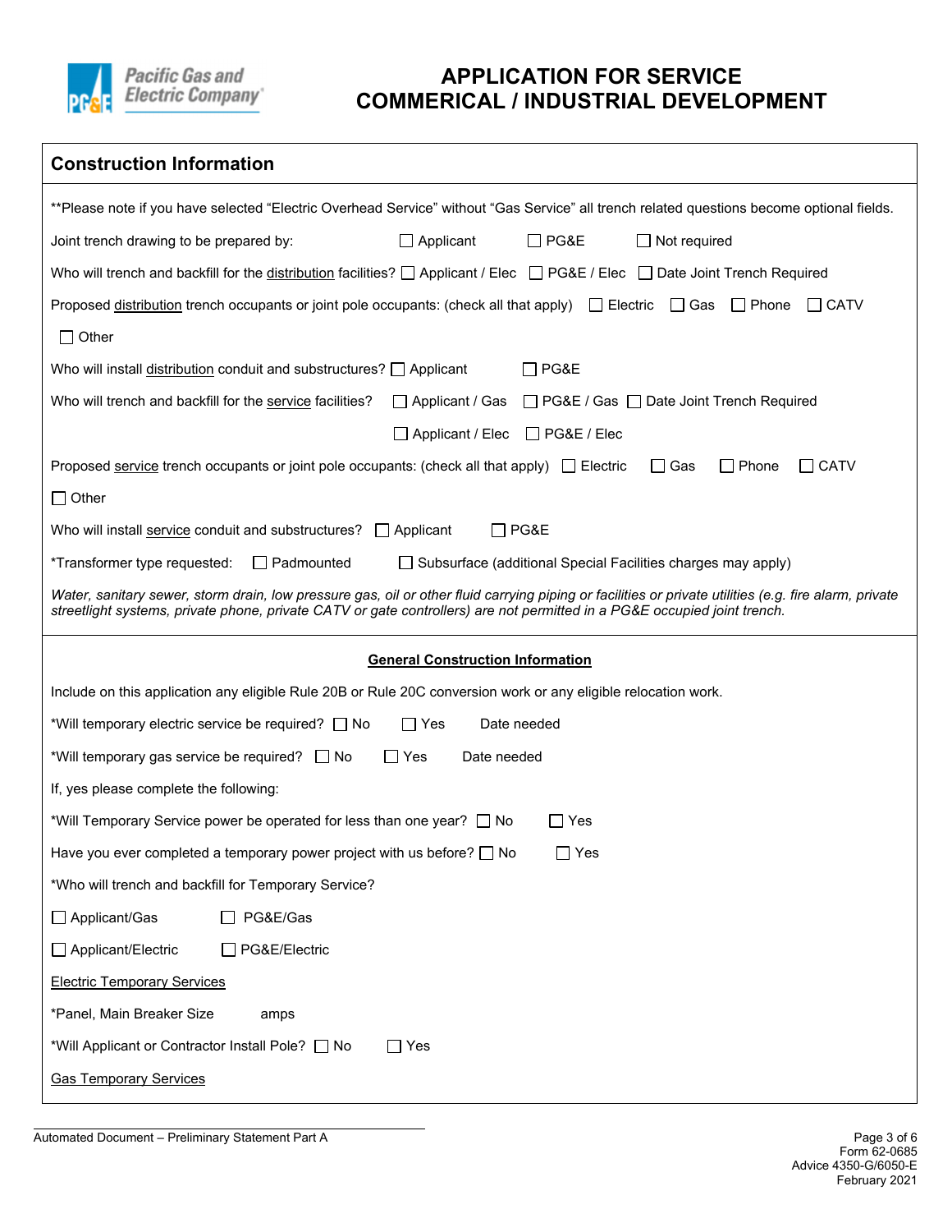# APPLICATION FOR SERVICE COMMERICAL / INDUSTRIAL DEVELOPMENT

## Construction Information

**Please note if you have selected "Electric Overhead Service" without "Gas Service" all trench related questions become optional fields.

Joint trench drawing to be prepared by: ☐ Applicant ☐ PG&E ☐ Not required

Who will trench and backfill for the distribution facilities? ☐ Applicant / Elec ☐ PG&E / Elec ☐ Date Joint Trench Required

Proposed distribution trench occupants or joint pole occupants: (check all that apply) ☐ Electric ☐ Gas ☐ Phone ☐ CATV ☐ Other

Who will install distribution conduit and substructures? ☐ Applicant ☐ PG&E

Who will trench and backfill for the service facilities? ☐ Applicant / Gas ☐ PG&E / Gas ☐ Date Joint Trench Required ☐ Applicant / Elec ☐ PG&E / Elec

Proposed service trench occupants or joint pole occupants: (check all that apply) ☐ Electric ☐ Gas ☐ Phone ☐ CATV ☐ Other

Who will install service conduit and substructures? ☐ Applicant ☐ PG&E

*Transformer type requested: ☐ Padmounted ☐ Subsurface (additional Special Facilities charges may apply)

*Water, sanitary sewer, storm drain, low pressure gas, oil or other fluid carrying piping or facilities or private utilities (e.g. fire alarm, private streetlight systems, private phone, private CATV or gate controllers) are not permitted in a PG&E occupied joint trench.*

### General Construction Information

Include on this application any eligible Rule 20B or Rule 20C conversion work or any eligible relocation work.

*Will temporary electric service be required? ☐ No ☐ Yes Date needed

*Will temporary gas service be required? ☐ No ☐ Yes Date needed

If, yes please complete the following:

*Will Temporary Service power be operated for less than one year? ☐ No ☐ Yes

Have you ever completed a temporary power project with us before? ☐ No ☐ Yes

*Who will trench and backfill for Temporary Service?

☐ Applicant/Gas ☐ PG&E/Gas

☐ Applicant/Electric ☐ PG&E/Electric

Electric Temporary Services

*Panel, Main Breaker Size amps

*Will Applicant or Contractor Install Pole? ☐ No ☐ Yes

Gas Temporary Services

Automated Document – Preliminary Statement Part A

Form 62-0685
Advice 4350-G/6050-E
February 2021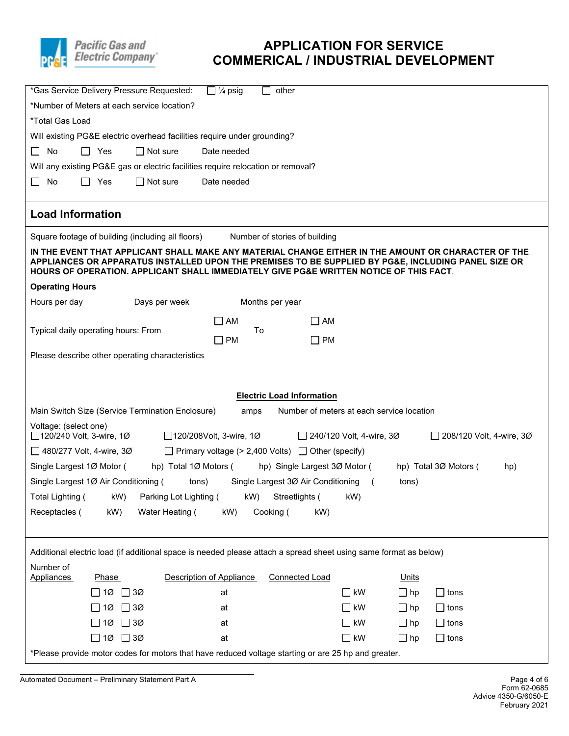# APPLICATION FOR SERVICE
# COMMERICAL / INDUSTRIAL DEVELOPMENT

*Gas Service Delivery Pressure Requested: ☐ ¼ psig ☐ other

*Number of Meters at each service location?

*Total Gas Load

Will existing PG&E electric overhead facilities require under grounding?

☐ No ☐ Yes ☐ Not sure Date needed

Will any existing PG&E gas or electric facilities require relocation or removal?

☐ No ☐ Yes ☐ Not sure Date needed

## Load Information

Square footage of building (including all floors) Number of stories of building

**IN THE EVENT THAT APPLICANT SHALL MAKE ANY MATERIAL CHANGE EITHER IN THE AMOUNT OR CHARACTER OF THE APPLIANCES OR APPARATUS INSTALLED UPON THE PREMISES TO BE SUPPLIED BY PG&E, INCLUDING PANEL SIZE OR HOURS OF OPERATION. APPLICANT SHALL IMMEDIATELY GIVE PG&E WRITTEN NOTICE OF THIS FACT**.

**Operating Hours**

Hours per day Days per week Months per year

Typical daily operating hours: From ☐ AM ☐ PM To ☐ AM ☐ PM

Please describe other operating characteristics

### Electric Load Information

Main Switch Size (Service Termination Enclosure) amps Number of meters at each service location

Voltage: (select one)

☐ 120/240 Volt, 3-wire, 1Ø ☐ 120/208Volt, 3-wire, 1Ø ☐ 240/120 Volt, 4-wire, 3Ø ☐ 208/120 Volt, 4-wire, 3Ø

☐ 480/277 Volt, 4-wire, 3Ø ☐ Primary voltage (> 2,400 Volts) ☐ Other (specify)

Single Largest 1Ø Motor ( hp) Total 1Ø Motors ( hp) Single Largest 3Ø Motor ( hp) Total 3Ø Motors ( hp)

Single Largest 1Ø Air Conditioning ( tons) Single Largest 3Ø Air Conditioning ( tons)

Total Lighting ( kW) Parking Lot Lighting ( kW) Streetlights ( kW)

Receptacles ( kW) Water Heating ( kW) Cooking ( kW)

Additional electric load (if additional space is needed please attach a spread sheet using same format as below)

| Number of Appliances | Phase | Description of Appliance | Connected Load | Units |
|---|---|---|---|---|
| | ☐ 1Ø ☐ 3Ø | at | | ☐ kW ☐ hp ☐ tons |
| | ☐ 1Ø ☐ 3Ø | at | | ☐ kW ☐ hp ☐ tons |
| | ☐ 1Ø ☐ 3Ø | at | | ☐ kW ☐ hp ☐ tons |
| | ☐ 1Ø ☐ 3Ø | at | | ☐ kW ☐ hp ☐ tons |

*Please provide motor codes for motors that have reduced voltage starting or are 25 hp and greater.

Automated Document – Preliminary Statement Part A

Form 62-0685
Advice 4350-G/6050-E
February 2021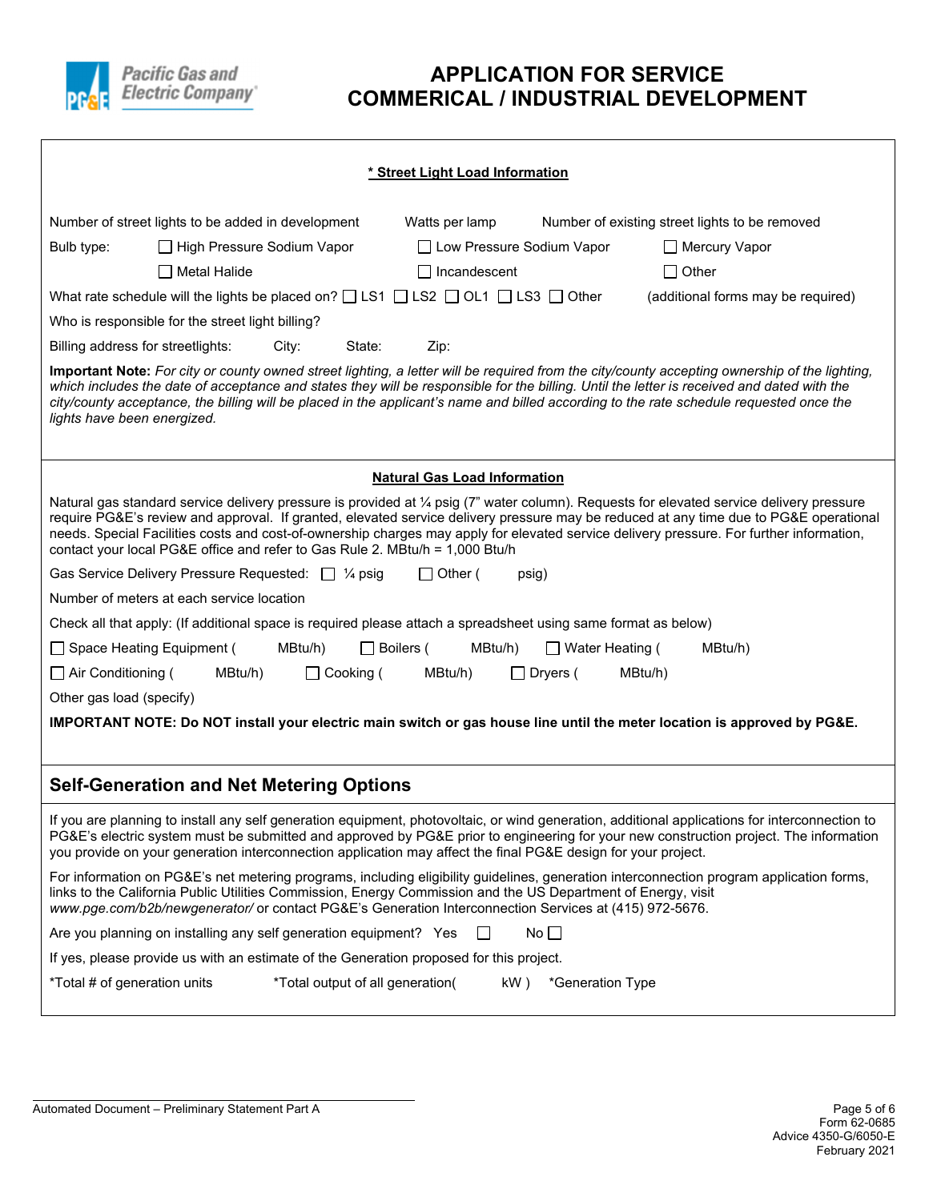# APPLICATION FOR SERVICE
# COMMERICAL / INDUSTRIAL DEVELOPMENT

**Pacific Gas and Electric Company**

### * Street Light Load Information

Number of street lights to be added in development    Watts per lamp    Number of existing street lights to be removed

Bulb type: ☐ High Pressure Sodium Vapor ☐ Low Pressure Sodium Vapor ☐ Mercury Vapor

☐ Metal Halide ☐ Incandescent ☐ Other

What rate schedule will the lights be placed on? ☐ LS1 ☐ LS2 ☐ OL1 ☐ LS3 ☐ Other    (additional forms may be required)

Who is responsible for the street light billing?

Billing address for streetlights:    City:    State:    Zip:

**Important Note:** *For city or county owned street lighting, a letter will be required from the city/county accepting ownership of the lighting, which includes the date of acceptance and states they will be responsible for the billing. Until the letter is received and dated with the city/county acceptance, the billing will be placed in the applicant's name and billed according to the rate schedule requested once the lights have been energized.*

### Natural Gas Load Information

Natural gas standard service delivery pressure is provided at ¼ psig (7" water column). Requests for elevated service delivery pressure require PG&E's review and approval. If granted, elevated service delivery pressure may be reduced at any time due to PG&E operational needs. Special Facilities costs and cost-of-ownership charges may apply for elevated service delivery pressure. For further information, contact your local PG&E office and refer to Gas Rule 2. MBtu/h = 1,000 Btu/h

Gas Service Delivery Pressure Requested: ☐ ¼ psig ☐ Other (    psig)

Number of meters at each service location

Check all that apply: (If additional space is required please attach a spreadsheet using same format as below)

☐ Space Heating Equipment (    MBtu/h) ☐ Boilers (    MBtu/h) ☐ Water Heating (    MBtu/h)

☐ Air Conditioning (    MBtu/h) ☐ Cooking (    MBtu/h) ☐ Dryers (    MBtu/h)

Other gas load (specify)

**IMPORTANT NOTE: Do NOT install your electric main switch or gas house line until the meter location is approved by PG&E.**

## Self-Generation and Net Metering Options

If you are planning to install any self generation equipment, photovoltaic, or wind generation, additional applications for interconnection to PG&E's electric system must be submitted and approved by PG&E prior to engineering for your new construction project. The information you provide on your generation interconnection application may affect the final PG&E design for your project.

For information on PG&E's net metering programs, including eligibility guidelines, generation interconnection program application forms, links to the California Public Utilities Commission, Energy Commission and the US Department of Energy, visit *www.pge.com/b2b/newgenerator/* or contact PG&E's Generation Interconnection Services at (415) 972-5676.

Are you planning on installing any self generation equipment? Yes ☐ No ☐

If yes, please provide us with an estimate of the Generation proposed for this project.

*Total # of generation units    *Total output of all generation(    kW )    *Generation Type

Automated Document – Preliminary Statement Part A

Form 62-0685
Advice 4350-G/6050-E
February 2021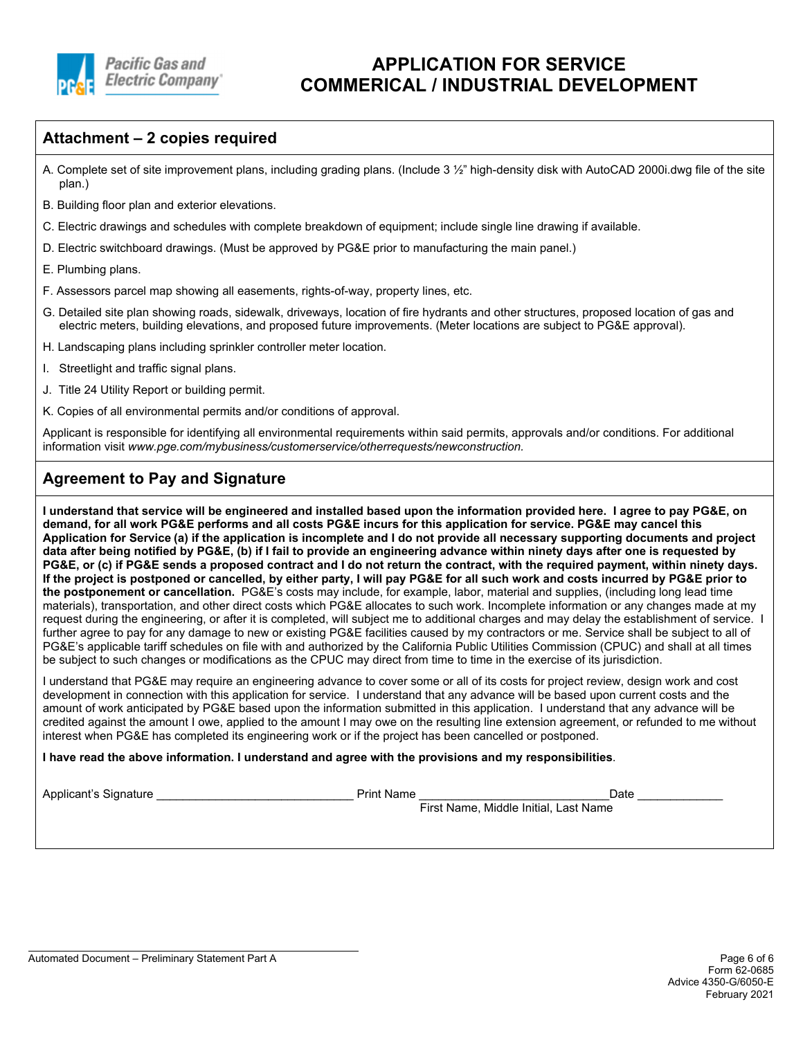# APPLICATION FOR SERVICE COMMERICAL / INDUSTRIAL DEVELOPMENT

## Attachment – 2 copies required

A. Complete set of site improvement plans, including grading plans. (Include 3 ½" high-density disk with AutoCAD 2000i.dwg file of the site plan.)

B. Building floor plan and exterior elevations.

C. Electric drawings and schedules with complete breakdown of equipment; include single line drawing if available.

D. Electric switchboard drawings. (Must be approved by PG&E prior to manufacturing the main panel.)

E. Plumbing plans.

F. Assessors parcel map showing all easements, rights-of-way, property lines, etc.

G. Detailed site plan showing roads, sidewalk, driveways, location of fire hydrants and other structures, proposed location of gas and electric meters, building elevations, and proposed future improvements. (Meter locations are subject to PG&E approval).

H. Landscaping plans including sprinkler controller meter location.

I. Streetlight and traffic signal plans.

J. Title 24 Utility Report or building permit.

K. Copies of all environmental permits and/or conditions of approval.

Applicant is responsible for identifying all environmental requirements within said permits, approvals and/or conditions. For additional information visit *www.pge.com/mybusiness/customerservice/otherrequests/newconstruction.*

## Agreement to Pay and Signature

**I understand that service will be engineered and installed based upon the information provided here. I agree to pay PG&E, on demand, for all work PG&E performs and all costs PG&E incurs for this application for service. PG&E may cancel this Application for Service (a) if the application is incomplete and I do not provide all necessary supporting documents and project data after being notified by PG&E, (b) if I fail to provide an engineering advance within ninety days after one is requested by PG&E, or (c) if PG&E sends a proposed contract and I do not return the contract, with the required payment, within ninety days. If the project is postponed or cancelled, by either party, I will pay PG&E for all such work and costs incurred by PG&E prior to the postponement or cancellation.** PG&E's costs may include, for example, labor, material and supplies, (including long lead time materials), transportation, and other direct costs which PG&E allocates to such work. Incomplete information or any changes made at my request during the engineering, or after it is completed, will subject me to additional charges and may delay the establishment of service. I further agree to pay for any damage to new or existing PG&E facilities caused by my contractors or me. Service shall be subject to all of PG&E's applicable tariff schedules on file with and authorized by the California Public Utilities Commission (CPUC) and shall at all times be subject to such changes or modifications as the CPUC may direct from time to time in the exercise of its jurisdiction.

I understand that PG&E may require an engineering advance to cover some or all of its costs for project review, design work and cost development in connection with this application for service. I understand that any advance will be based upon current costs and the amount of work anticipated by PG&E based upon the information submitted in this application. I understand that any advance will be credited against the amount I owe, applied to the amount I may owe on the resulting line extension agreement, or refunded to me without interest when PG&E has completed its engineering work or if the project has been cancelled or postponed.

**I have read the above information. I understand and agree with the provisions and my responsibilities**.

Applicant's Signature _____________________________ Print Name ____________________________ Date _____________

First Name, Middle Initial, Last Name

Automated Document – Preliminary Statement Part A

Form 62-0685
Advice 4350-G/6050-E
February 2021